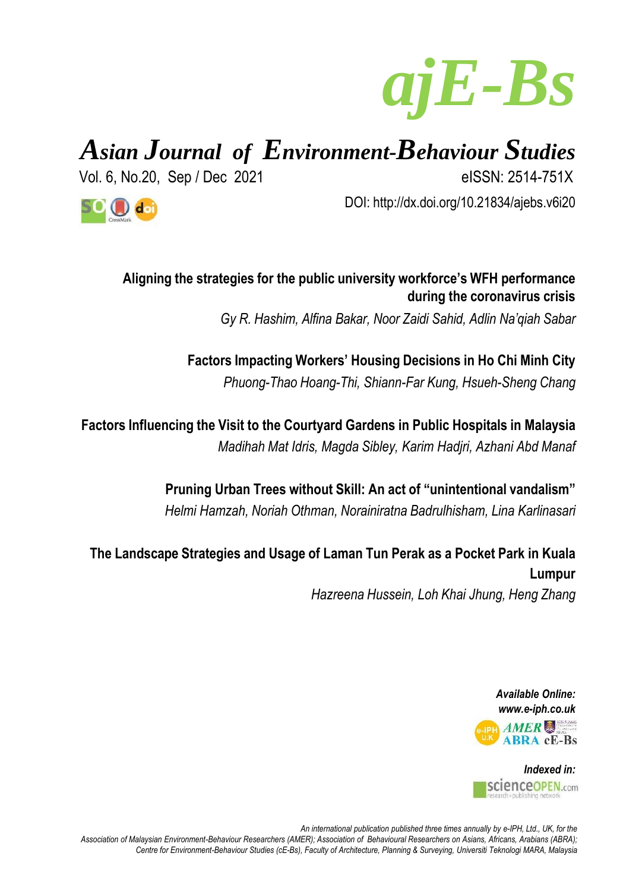# ajE-Bs

## Asian Journal of Environment-Behaviour Studies

Vol. 6, No.20, Sep / Dec 2021

eISSN: 2514-751X

DOI: http://dx.doi.org/10.21834/ajebs.v6i20

**Aligning the strategies for the public university workforce's WFH performance during the coronavirus crisis**

*Gy R. Hashim, Alfina Bakar, Noor Zaidi Sahid, Adlin Na'qiah Sabar*

**Factors Impacting Workers' Housing Decisions in Ho Chi Minh City**

*Phuong-Thao Hoang-Thi, Shiann-Far Kung, Hsueh-Sheng Chang*

**Factors Influencing the Visit to the Courtyard Gardens in Public Hospitals in Malaysia**

*Madihah Mat Idris, Magda Sibley, Karim Hadjri, Azhani Abd Manaf*

**Pruning Urban Trees without Skill: An act of "unintentional vandalism"**

*Helmi Hamzah, Noriah Othman, Norainiratna Badrulhisham, Lina Karlinasari*

**The Landscape Strategies and Usage of Laman Tun Perak as a Pocket Park in Kuala Lumpur**

*Hazreena Hussein, Loh Khai Jhung, Heng Zhang*

***Available Online:***
***www.e-iph.co.uk***

***Indexed in:***
scienceOPEN.com

*An international publication published three times annually by e-IPH, Ltd., UK, for the Association of Malaysian Environment-Behaviour Researchers (AMER); Association of Behavioural Researchers on Asians, Africans, Arabians (ABRA); Centre for Environment-Behaviour Studies (cE-Bs), Faculty of Architecture, Planning & Surveying, Universiti Teknologi MARA, Malaysia*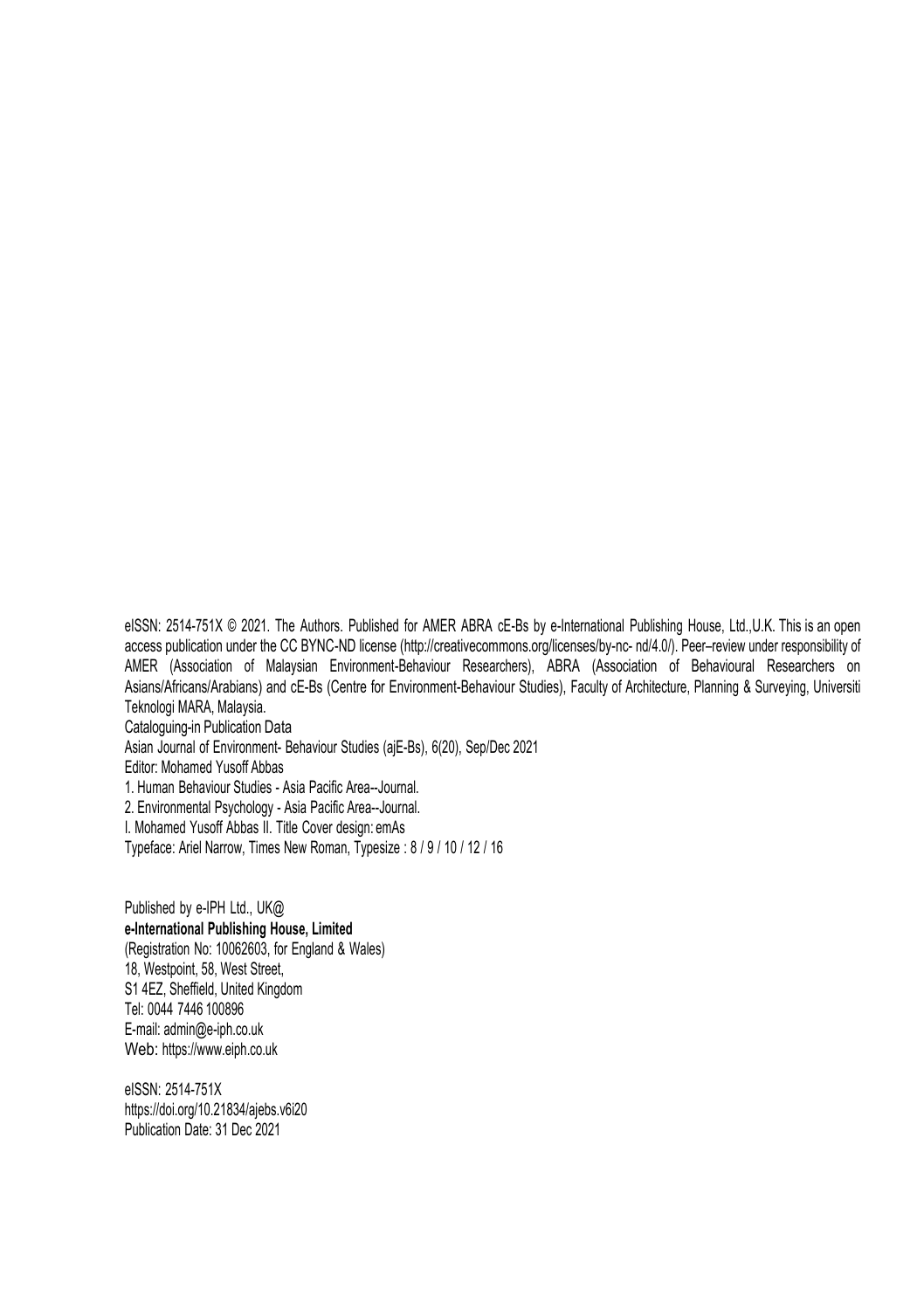eISSN: 2514-751X © 2021. The Authors. Published for AMER ABRA cE-Bs by e-International Publishing House, Ltd.,U.K. This is an open access publication under the CC BYNC-ND license (http://creativecommons.org/licenses/by-nc- nd/4.0/). Peer–review under responsibility of AMER (Association of Malaysian Environment-Behaviour Researchers), ABRA (Association of Behavioural Researchers on Asians/Africans/Arabians) and cE-Bs (Centre for Environment-Behaviour Studies), Faculty of Architecture, Planning & Surveying, Universiti Teknologi MARA, Malaysia.

Cataloguing-in Publication Data

Asian Journal of Environment- Behaviour Studies (ajE-Bs), 6(20), Sep/Dec 2021

Editor: Mohamed Yusoff Abbas

1. Human Behaviour Studies - Asia Pacific Area--Journal.

2. Environmental Psychology - Asia Pacific Area--Journal.

I. Mohamed Yusoff Abbas II. Title Cover design: emAs

Typeface: Ariel Narrow, Times New Roman, Typesize : 8 / 9 / 10 / 12 / 16

Published by e-IPH Ltd., UK@

**e-International Publishing House, Limited**

(Registration No: 10062603, for England & Wales)

18, Westpoint, 58, West Street,

S1 4EZ, Sheffield, United Kingdom

Tel: 0044 7446 100896

E-mail: admin@e-iph.co.uk

Web: https://www.eiph.co.uk

eISSN: 2514-751X

https://doi.org/10.21834/ajebs.v6i20

Publication Date: 31 Dec 2021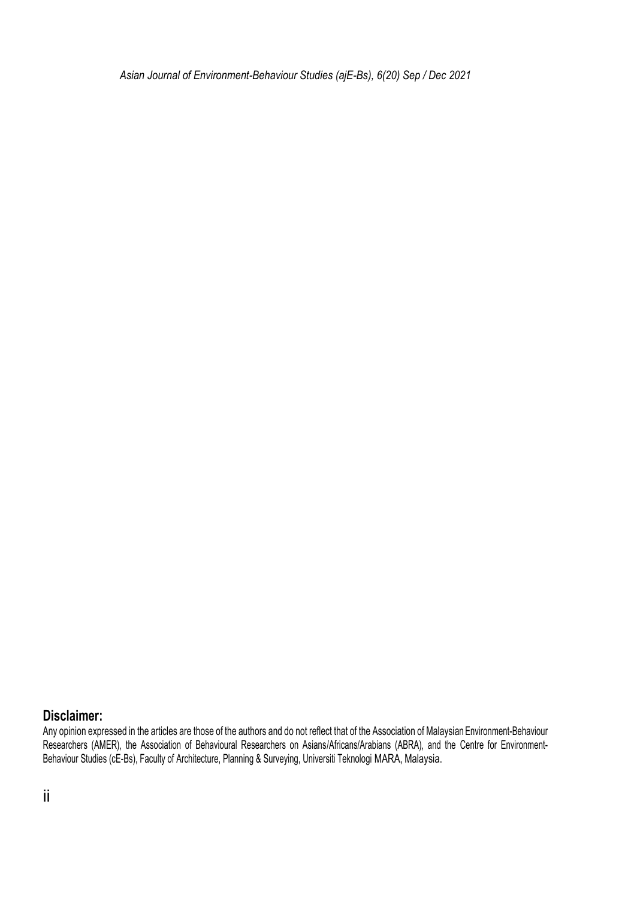**Disclaimer:**

Any opinion expressed in the articles are those of the authors and do not reflect that of the Association of Malaysian Environment-Behaviour Researchers (AMER), the Association of Behavioural Researchers on Asians/Africans/Arabians (ABRA), and the Centre for Environment-Behaviour Studies (cE-Bs), Faculty of Architecture, Planning & Surveying, Universiti Teknologi MARA, Malaysia.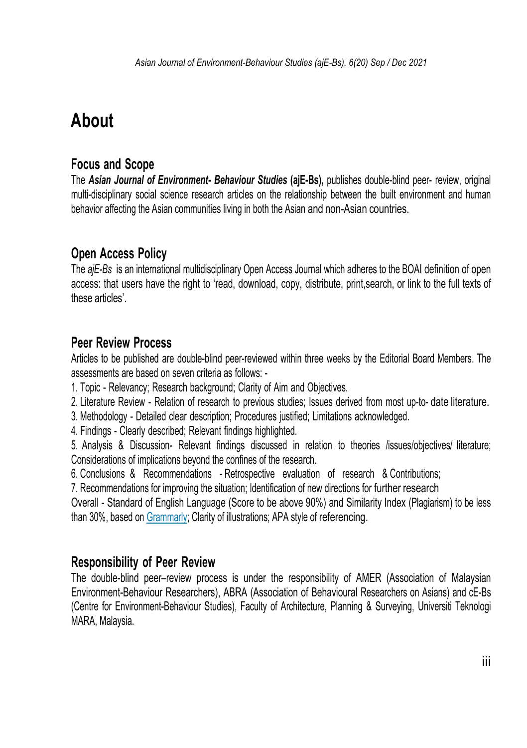# About

## Focus and Scope

The ***Asian Journal of Environment- Behaviour Studies*** **(ajE-Bs),** publishes double-blind peer- review, original multi-disciplinary social science research articles on the relationship between the built environment and human behavior affecting the Asian communities living in both the Asian and non-Asian countries.

## Open Access Policy

The *ajE-Bs* is an international multidisciplinary Open Access Journal which adheres to the BOAI definition of open access: that users have the right to 'read, download, copy, distribute, print,search, or link to the full texts of these articles'.

## Peer Review Process

Articles to be published are double-blind peer-reviewed within three weeks by the Editorial Board Members. The assessments are based on seven criteria as follows: -

1. Topic - Relevancy; Research background; Clarity of Aim and Objectives.
2. Literature Review - Relation of research to previous studies; Issues derived from most up-to- date literature.
3. Methodology - Detailed clear description; Procedures justified; Limitations acknowledged.
4. Findings - Clearly described; Relevant findings highlighted.
5. Analysis & Discussion- Relevant findings discussed in relation to theories /issues/objectives/ literature; Considerations of implications beyond the confines of the research.
6. Conclusions & Recommendations - Retrospective evaluation of research & Contributions;
7. Recommendations for improving the situation; Identification of new directions for further research

Overall - Standard of English Language (Score to be above 90%) and Similarity Index (Plagiarism) to be less than 30%, based on Grammarly; Clarity of illustrations; APA style of referencing.

## Responsibility of Peer Review

The double-blind peer–review process is under the responsibility of AMER (Association of Malaysian Environment-Behaviour Researchers), ABRA (Association of Behavioural Researchers on Asians) and cE-Bs (Centre for Environment-Behaviour Studies), Faculty of Architecture, Planning & Surveying, Universiti Teknologi MARA, Malaysia.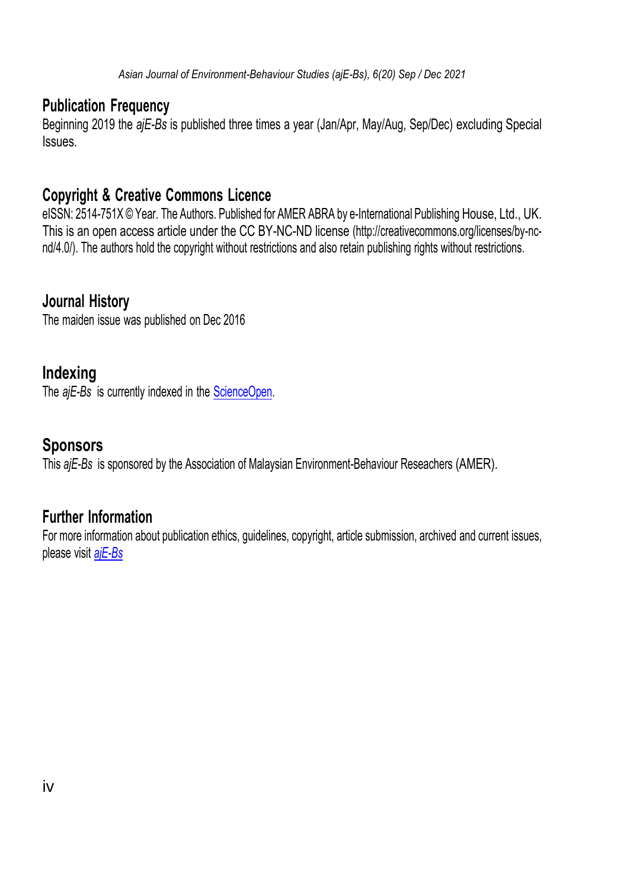## Publication Frequency

Beginning 2019 the *ajE-Bs* is published three times a year (Jan/Apr, May/Aug, Sep/Dec) excluding Special Issues.

## Copyright & Creative Commons Licence

eISSN: 2514-751X © Year. The Authors. Published for AMER ABRA by e-International Publishing House, Ltd., UK. This is an open access article under the CC BY-NC-ND license (http://creativecommons.org/licenses/by-nc-nd/4.0/). The authors hold the copyright without restrictions and also retain publishing rights without restrictions.

## Journal History

The maiden issue was published on Dec 2016

## Indexing

The *ajE-Bs* is currently indexed in the ScienceOpen.

## Sponsors

This *ajE-Bs* is sponsored by the Association of Malaysian Environment-Behaviour Reseachers (AMER).

## Further Information

For more information about publication ethics, guidelines, copyright, article submission, archived and current issues, please visit *ajE-Bs*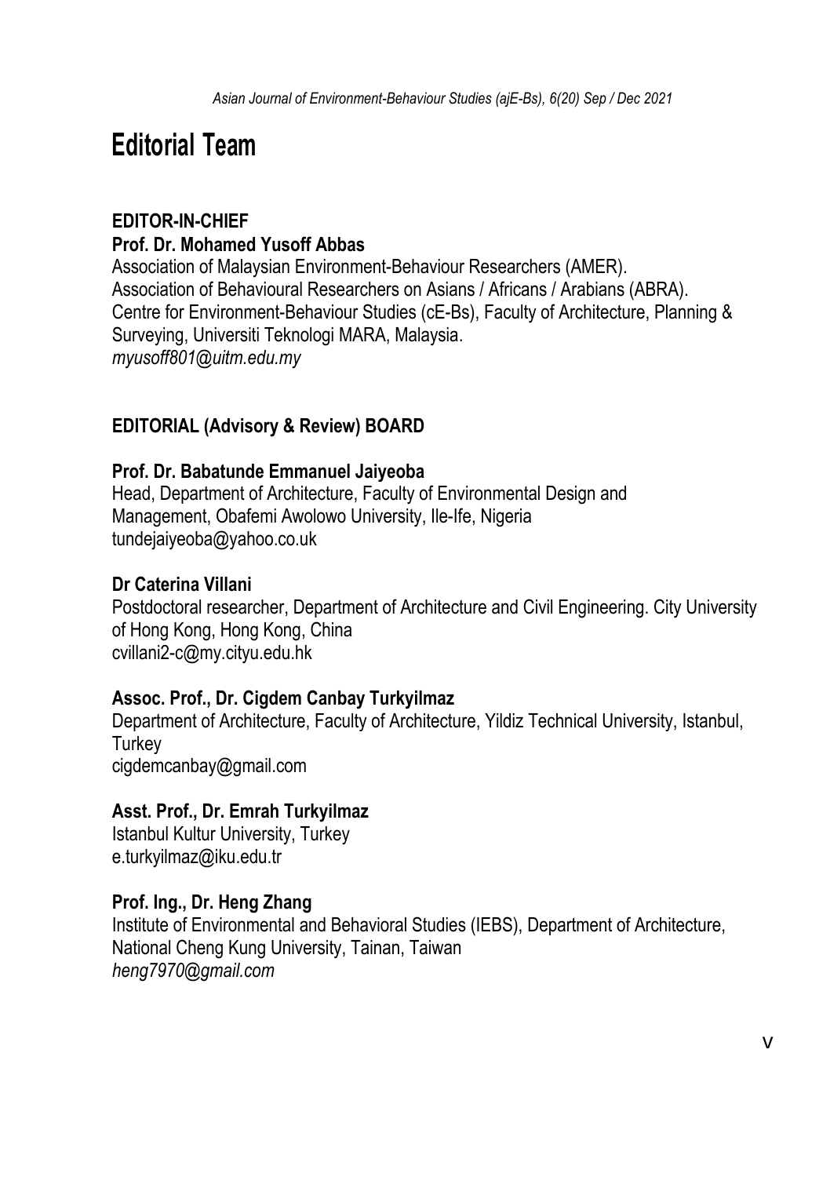# Editorial Team

## EDITOR-IN-CHIEF

**Prof. Dr. Mohamed Yusoff Abbas**

Association of Malaysian Environment-Behaviour Researchers (AMER).
Association of Behavioural Researchers on Asians / Africans / Arabians (ABRA).
Centre for Environment-Behaviour Studies (cE-Bs), Faculty of Architecture, Planning & Surveying, Universiti Teknologi MARA, Malaysia.
*myusoff801@uitm.edu.my*

## EDITORIAL (Advisory & Review) BOARD

**Prof. Dr. Babatunde Emmanuel Jaiyeoba**

Head, Department of Architecture, Faculty of Environmental Design and Management, Obafemi Awolowo University, Ile-Ife, Nigeria
tundejaiyeoba@yahoo.co.uk

**Dr Caterina Villani**

Postdoctoral researcher, Department of Architecture and Civil Engineering. City University of Hong Kong, Hong Kong, China
cvillani2-c@my.cityu.edu.hk

**Assoc. Prof., Dr. Cigdem Canbay Turkyilmaz**

Department of Architecture, Faculty of Architecture, Yildiz Technical University, Istanbul, Turkey
cigdemcanbay@gmail.com

**Asst. Prof., Dr. Emrah Turkyilmaz**

Istanbul Kultur University, Turkey
e.turkyilmaz@iku.edu.tr

**Prof. Ing., Dr. Heng Zhang**

Institute of Environmental and Behavioral Studies (IEBS), Department of Architecture, National Cheng Kung University, Tainan, Taiwan
*heng7970@gmail.com*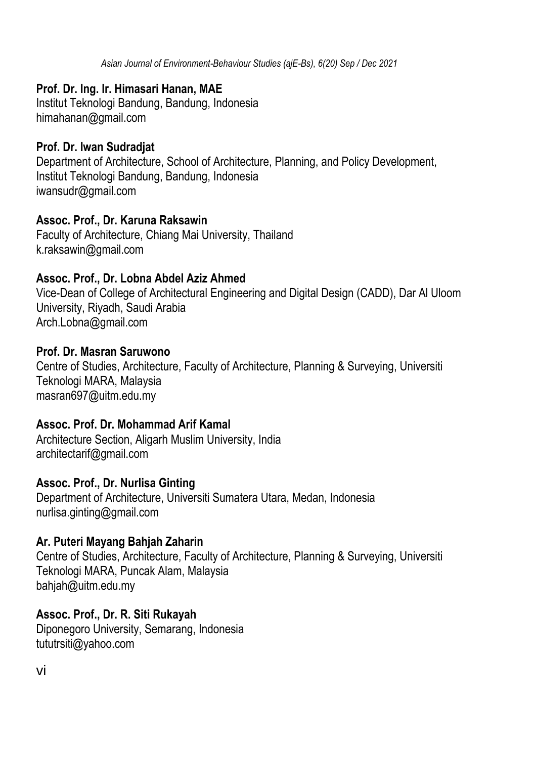**Prof. Dr. Ing. Ir. Himasari Hanan, MAE**
Institut Teknologi Bandung, Bandung, Indonesia
himahanan@gmail.com

**Prof. Dr. Iwan Sudradjat**
Department of Architecture, School of Architecture, Planning, and Policy Development, Institut Teknologi Bandung, Bandung, Indonesia
iwansudr@gmail.com

**Assoc. Prof., Dr. Karuna Raksawin**
Faculty of Architecture, Chiang Mai University, Thailand
k.raksawin@gmail.com

**Assoc. Prof., Dr. Lobna Abdel Aziz Ahmed**
Vice-Dean of College of Architectural Engineering and Digital Design (CADD), Dar Al Uloom University, Riyadh, Saudi Arabia
Arch.Lobna@gmail.com

**Prof. Dr. Masran Saruwono**
Centre of Studies, Architecture, Faculty of Architecture, Planning & Surveying, Universiti Teknologi MARA, Malaysia
masran697@uitm.edu.my

**Assoc. Prof. Dr. Mohammad Arif Kamal**
Architecture Section, Aligarh Muslim University, India
architectarif@gmail.com

**Assoc. Prof., Dr. Nurlisa Ginting**
Department of Architecture, Universiti Sumatera Utara, Medan, Indonesia
nurlisa.ginting@gmail.com

**Ar. Puteri Mayang Bahjah Zaharin**
Centre of Studies, Architecture, Faculty of Architecture, Planning & Surveying, Universiti Teknologi MARA, Puncak Alam, Malaysia
bahjah@uitm.edu.my

**Assoc. Prof., Dr. R. Siti Rukayah**
Diponegoro University, Semarang, Indonesia
tututrsiti@yahoo.com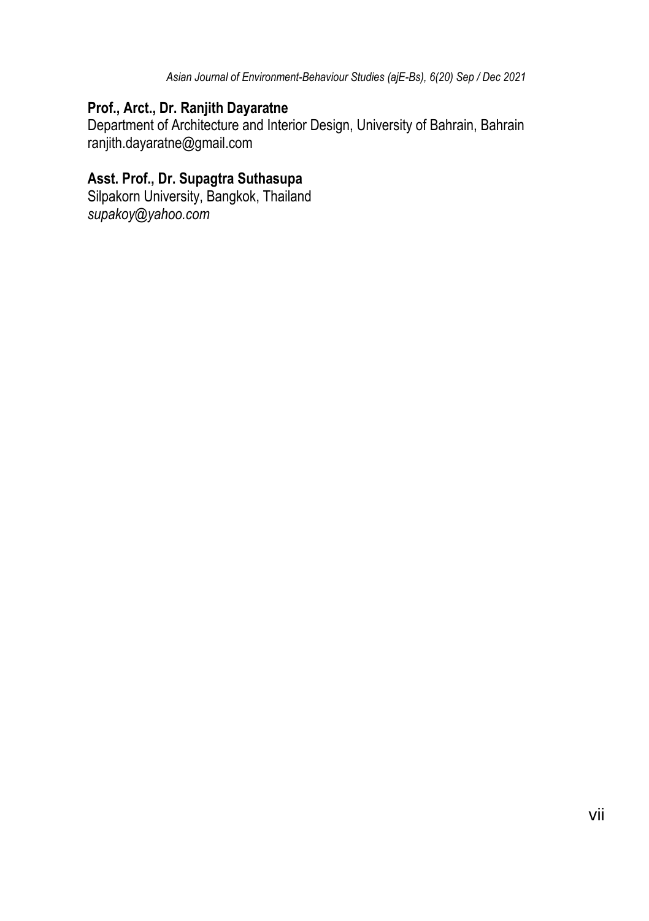**Prof., Arct., Dr. Ranjith Dayaratne**
Department of Architecture and Interior Design, University of Bahrain, Bahrain
ranjith.dayaratne@gmail.com

**Asst. Prof., Dr. Supagtra Suthasupa**
Silpakorn University, Bangkok, Thailand
*supakoy@yahoo.com*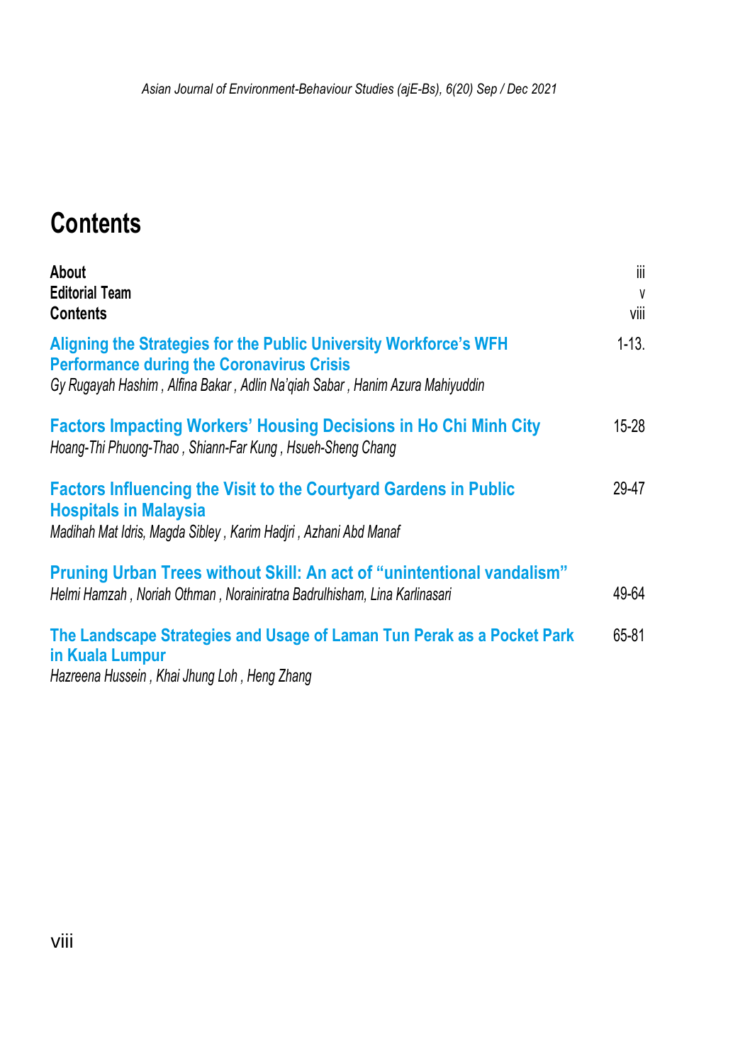# Contents

| | |
|---|---|
| **About** | iii |
| **Editorial Team** | v |
| **Contents** | viii |

**Aligning the Strategies for the Public University Workforce's WFH Performance during the Coronavirus Crisis** — 1-13.
*Gy Rugayah Hashim , Alfina Bakar , Adlin Na'qiah Sabar , Hanim Azura Mahiyuddin*

**Factors Impacting Workers' Housing Decisions in Ho Chi Minh City** — 15-28
*Hoang-Thi Phuong-Thao , Shiann-Far Kung , Hsueh-Sheng Chang*

**Factors Influencing the Visit to the Courtyard Gardens in Public Hospitals in Malaysia** — 29-47
*Madihah Mat Idris, Magda Sibley , Karim Hadjri , Azhani Abd Manaf*

**Pruning Urban Trees without Skill: An act of "unintentional vandalism"** — 49-64
*Helmi Hamzah , Noriah Othman , Norainiratna Badrulhisham, Lina Karlinasari*

**The Landscape Strategies and Usage of Laman Tun Perak as a Pocket Park in Kuala Lumpur** — 65-81
*Hazreena Hussein , Khai Jhung Loh , Heng Zhang*